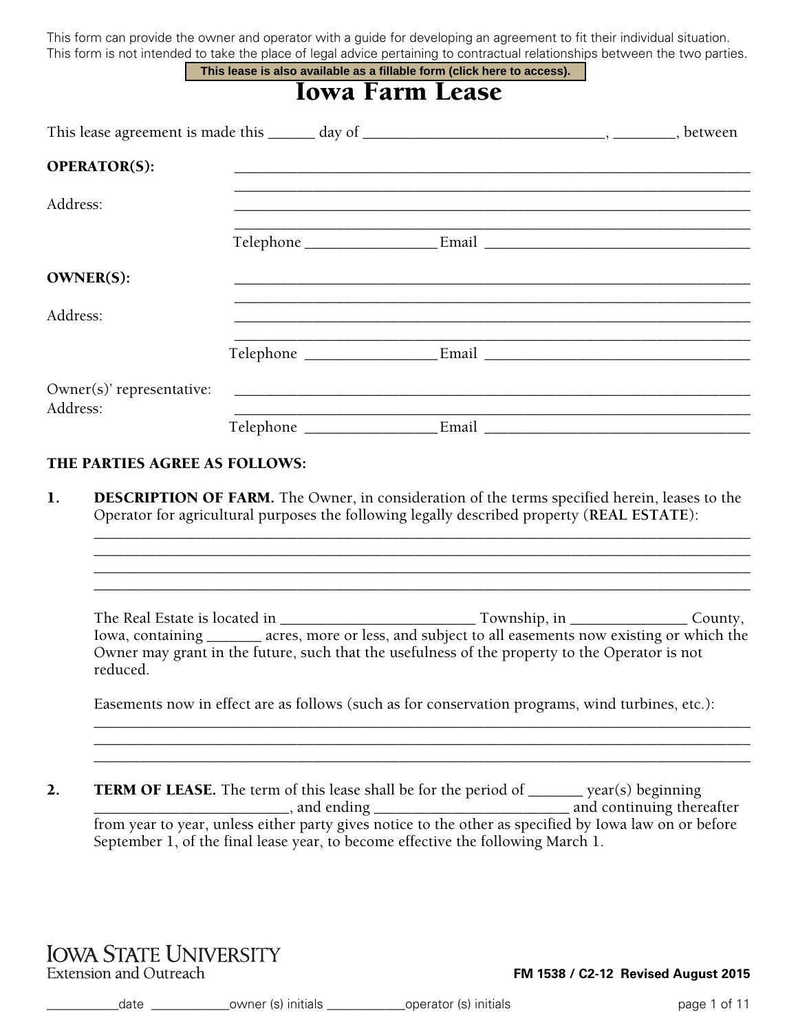This form can provide the owner and operator with a guide for developing an agreement to fit their individual situation. This form is not intended to take the place of legal advice pertaining to contractual relationships between the two parties.

**This lease is also available as a fillable form (click here to access).**

# Iowa Farm Lease

This lease agreement is made this ______ day of ______________________________, ________, between

**OPERATOR(S):** ________________________________________________________________
________________________________________________________________

Address: ________________________________________________________________
________________________________________________________________

Telephone ________________ Email ________________________________

**OWNER(S):** ________________________________________________________________
________________________________________________________________

Address: ________________________________________________________________
________________________________________________________________

Telephone ________________ Email ________________________________

Owner(s)' representative: ________________________________________________________________
Address: ________________________________________________________________

Telephone ________________ Email ________________________________

**THE PARTIES AGREE AS FOLLOWS:**

1. **DESCRIPTION OF FARM.** The Owner, in consideration of the terms specified herein, leases to the Operator for agricultural purposes the following legally described property (**REAL ESTATE**):
________________________________________________________________________________
________________________________________________________________________________
________________________________________________________________________________
________________________________________________________________________________

   The Real Estate is located in ________________________ Township, in ______________ County, Iowa, containing _______ acres, more or less, and subject to all easements now existing or which the Owner may grant in the future, such that the usefulness of the property to the Operator is not reduced.

   Easements now in effect are as follows (such as for conservation programs, wind turbines, etc.):
________________________________________________________________________________
________________________________________________________________________________
________________________________________________________________________________

2. **TERM OF LEASE.** The term of this lease shall be for the period of _______ year(s) beginning ________________________, and ending ________________________ and continuing thereafter from year to year, unless either party gives notice to the other as specified by Iowa law on or before September 1, of the final lease year, to become effective the following March 1.

IOWA STATE UNIVERSITY
Extension and Outreach

FM 1538 / C2-12 Revised August 2015

__________date ___________owner (s) initials ___________operator (s) initials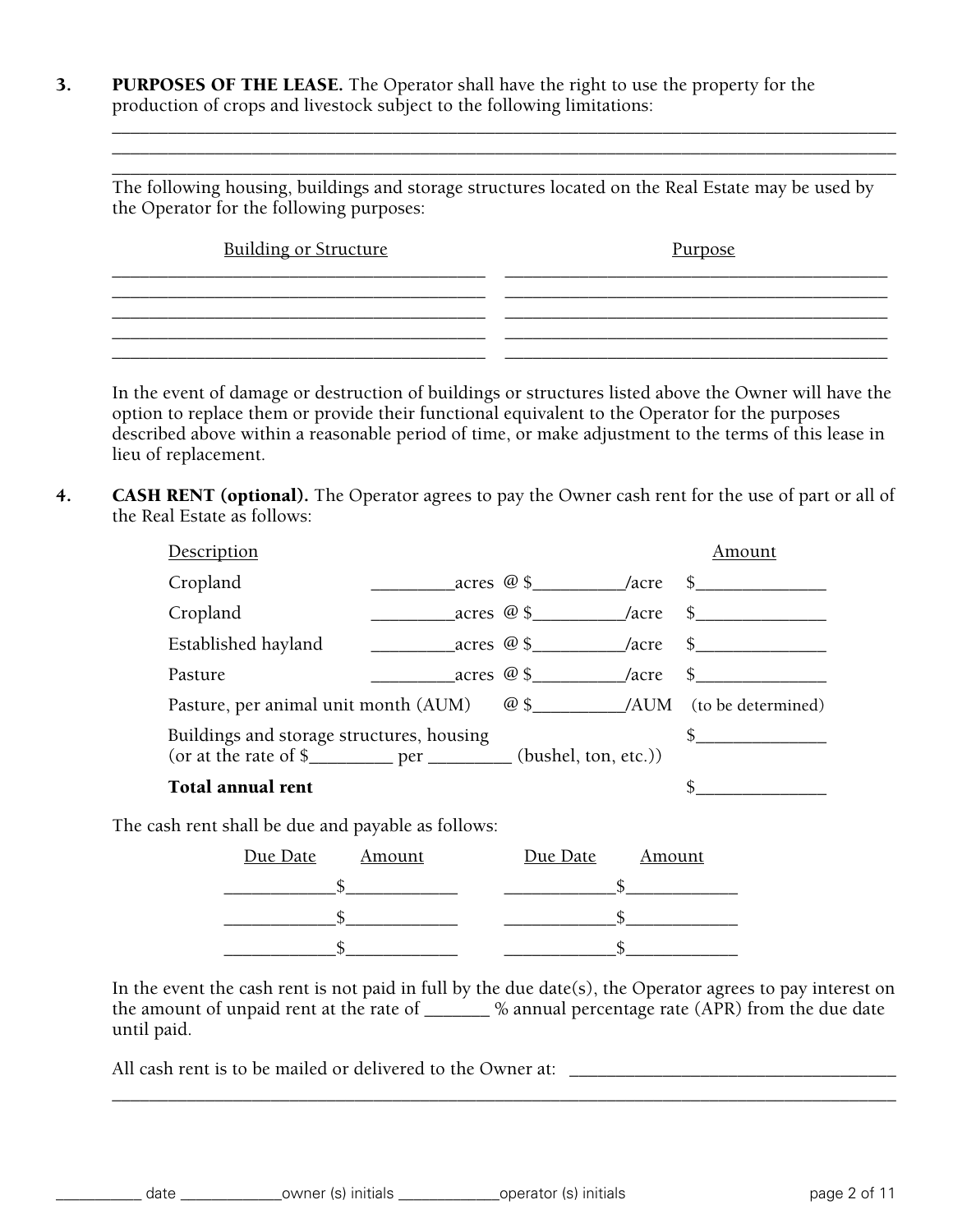3. **PURPOSES OF THE LEASE.** The Operator shall have the right to use the property for the production of crops and livestock subject to the following limitations:

______________________________________________________________________________
______________________________________________________________________________
______________________________________________________________________________

The following housing, buildings and storage structures located on the Real Estate may be used by the Operator for the following purposes:

| Building or Structure | Purpose |
| --- | --- |
| ______________________________ | ______________________________ |
| ______________________________ | ______________________________ |
| ______________________________ | ______________________________ |
| ______________________________ | ______________________________ |
| ______________________________ | ______________________________ |

In the event of damage or destruction of buildings or structures listed above the Owner will have the option to replace them or provide their functional equivalent to the Operator for the purposes described above within a reasonable period of time, or make adjustment to the terms of this lease in lieu of replacement.

4. **CASH RENT (optional).** The Operator agrees to pay the Owner cash rent for the use of part or all of the Real Estate as follows:

| Description | | | Amount |
| --- | --- | --- | --- |
| Cropland | _________acres | @ $__________/acre | $______________ |
| Cropland | _________acres | @ $__________/acre | $______________ |
| Established hayland | _________acres | @ $__________/acre | $______________ |
| Pasture | _________acres | @ $__________/acre | $______________ |
| Pasture, per animal unit month (AUM) | | @ $__________/AUM | (to be determined) |
| Buildings and storage structures, housing (or at the rate of $_________ per _________ (bushel, ton, etc.)) | | | $______________ |
| **Total annual rent** | | | $______________ |

The cash rent shall be due and payable as follows:

| Due Date | Amount | Due Date | Amount |
| --- | --- | --- | --- |
| ____________ | $____________ | ____________ | $____________ |
| ____________ | $____________ | ____________ | $____________ |
| ____________ | $____________ | ____________ | $____________ |

In the event the cash rent is not paid in full by the due date(s), the Operator agrees to pay interest on the amount of unpaid rent at the rate of _______ % annual percentage rate (APR) from the due date until paid.

All cash rent is to be mailed or delivered to the Owner at: ___________________________________
______________________________________________________________________________

__________ date ____________owner (s) initials ____________operator (s) initials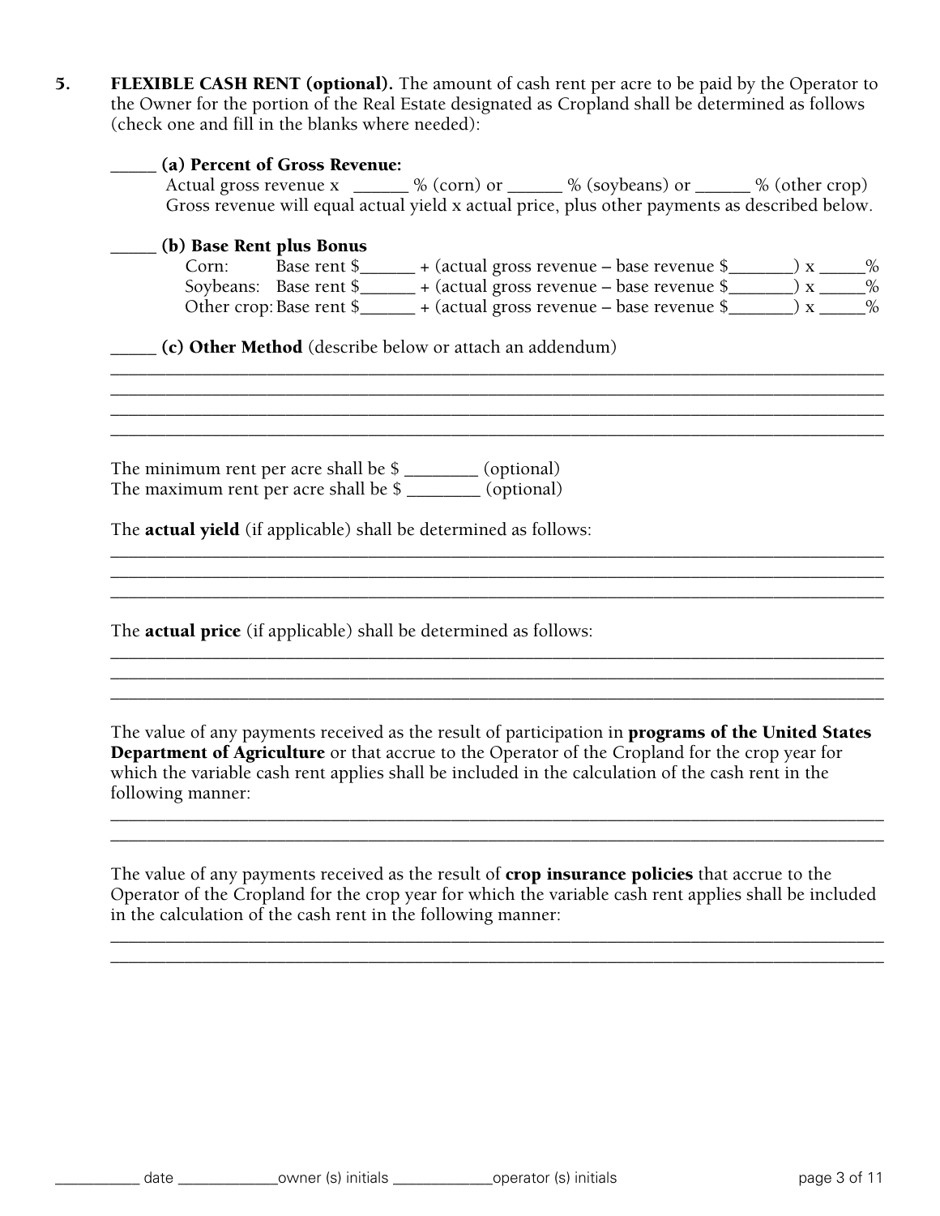5. **FLEXIBLE CASH RENT (optional).** The amount of cash rent per acre to be paid by the Operator to the Owner for the portion of the Real Estate designated as Cropland shall be determined as follows (check one and fill in the blanks where needed):

_____ **(a) Percent of Gross Revenue:**
Actual gross revenue x ______ % (corn) or ______ % (soybeans) or ______ % (other crop)
Gross revenue will equal actual yield x actual price, plus other payments as described below.

_____ **(b) Base Rent plus Bonus**
Corn: Base rent $______ + (actual gross revenue – base revenue $_______) x _____%
Soybeans: Base rent $______ + (actual gross revenue – base revenue $_______) x _____%
Other crop: Base rent $______ + (actual gross revenue – base revenue $_______) x _____%

_____ **(c) Other Method** (describe below or attach an addendum)

________________________________________________________________________________
________________________________________________________________________________
________________________________________________________________________________
________________________________________________________________________________

The minimum rent per acre shall be $ ________ (optional)
The maximum rent per acre shall be $ ________ (optional)

The **actual yield** (if applicable) shall be determined as follows:

________________________________________________________________________________
________________________________________________________________________________
________________________________________________________________________________

The **actual price** (if applicable) shall be determined as follows:

________________________________________________________________________________
________________________________________________________________________________
________________________________________________________________________________

The value of any payments received as the result of participation in **programs of the United States Department of Agriculture** or that accrue to the Operator of the Cropland for the crop year for which the variable cash rent applies shall be included in the calculation of the cash rent in the following manner:

________________________________________________________________________________
________________________________________________________________________________

The value of any payments received as the result of **crop insurance policies** that accrue to the Operator of the Cropland for the crop year for which the variable cash rent applies shall be included in the calculation of the cash rent in the following manner:

________________________________________________________________________________
________________________________________________________________________________

__________ date ____________owner (s) initials ____________operator (s) initials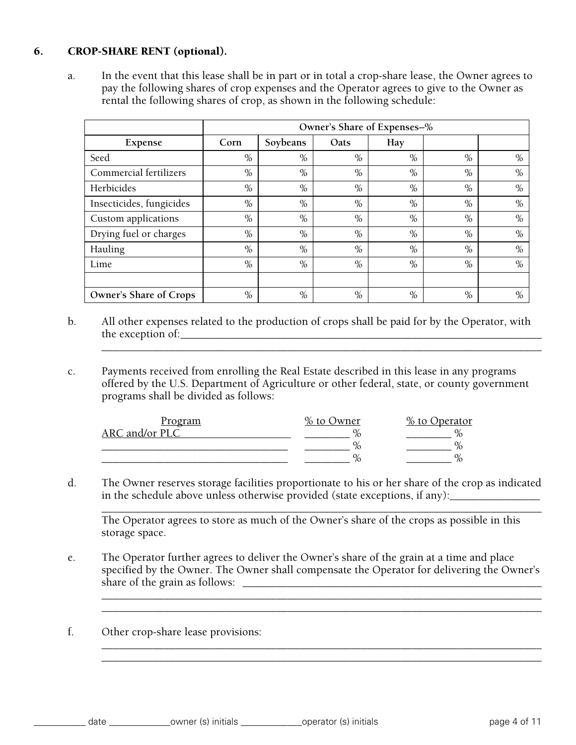### 6. CROP-SHARE RENT (optional).

a. In the event that this lease shall be in part or in total a crop-share lease, the Owner agrees to pay the following shares of crop expenses and the Operator agrees to give to the Owner as rental the following shares of crop, as shown in the following schedule:

| | **Owner's Share of Expenses--%** | | | | | |
|---|---|---|---|---|---|---|
| **Expense** | **Corn** | **Soybeans** | **Oats** | **Hay** | | |
| Seed | % | % | % | % | % | % |
| Commercial fertilizers | % | % | % | % | % | % |
| Herbicides | % | % | % | % | % | % |
| Insecticides, fungicides | % | % | % | % | % | % |
| Custom applications | % | % | % | % | % | % |
| Drying fuel or charges | % | % | % | % | % | % |
| Hauling | % | % | % | % | % | % |
| Lime | % | % | % | % | % | % |
| | | | | | | |
| **Owner's Share of Crops** | % | % | % | % | % | % |

b. All other expenses related to the production of crops shall be paid for by the Operator, with the exception of:______________________________________________________________________
______________________________________________________________________________

c. Payments received from enrolling the Real Estate described in this lease in any programs offered by the U.S. Department of Agriculture or other federal, state, or county government programs shall be divided as follows:

| Program | % to Owner | % to Operator |
|---|---|---|
| ARC and/or PLC__________________ | ________ % | ________ % |
| ________________________________ | ________ % | ________ % |
| ________________________________ | ________ % | ________ % |

d. The Owner reserves storage facilities proportionate to his or her share of the crop as indicated in the schedule above unless otherwise provided (state exceptions, if any):________________
______________________________________________________________________________

The Operator agrees to store as much of the Owner's share of the crops as possible in this storage space.

e. The Operator further agrees to deliver the Owner's share of the grain at a time and place specified by the Owner. The Owner shall compensate the Operator for delivering the Owner's share of the grain as follows: ________________________________________________________
______________________________________________________________________________
______________________________________________________________________________

f. Other crop-share lease provisions:
______________________________________________________________________________
______________________________________________________________________________

__________ date ____________owner (s) initials ____________operator (s) initials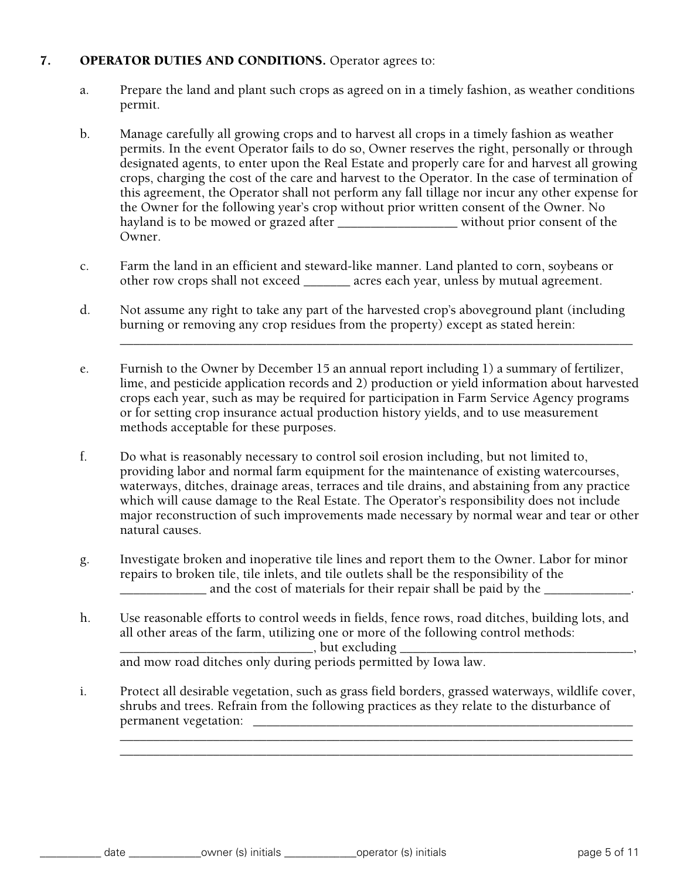## 7. OPERATOR DUTIES AND CONDITIONS. Operator agrees to:

a. Prepare the land and plant such crops as agreed on in a timely fashion, as weather conditions permit.

b. Manage carefully all growing crops and to harvest all crops in a timely fashion as weather permits. In the event Operator fails to do so, Owner reserves the right, personally or through designated agents, to enter upon the Real Estate and properly care for and harvest all growing crops, charging the cost of the care and harvest to the Operator. In the case of termination of this agreement, the Operator shall not perform any fall tillage nor incur any other expense for the Owner for the following year's crop without prior written consent of the Owner. No hayland is to be mowed or grazed after __________________ without prior consent of the Owner.

c. Farm the land in an efficient and steward-like manner. Land planted to corn, soybeans or other row crops shall not exceed _______ acres each year, unless by mutual agreement.

d. Not assume any right to take any part of the harvested crop's aboveground plant (including burning or removing any crop residues from the property) except as stated herein: ____________________________________________________________________________________

e. Furnish to the Owner by December 15 an annual report including 1) a summary of fertilizer, lime, and pesticide application records and 2) production or yield information about harvested crops each year, such as may be required for participation in Farm Service Agency programs or for setting crop insurance actual production history yields, and to use measurement methods acceptable for these purposes.

f. Do what is reasonably necessary to control soil erosion including, but not limited to, providing labor and normal farm equipment for the maintenance of existing watercourses, waterways, ditches, drainage areas, terraces and tile drains, and abstaining from any practice which will cause damage to the Real Estate. The Operator's responsibility does not include major reconstruction of such improvements made necessary by normal wear and tear or other natural causes.

g. Investigate broken and inoperative tile lines and report them to the Owner. Labor for minor repairs to broken tile, tile inlets, and tile outlets shall be the responsibility of the _____________ and the cost of materials for their repair shall be paid by the _____________.

h. Use reasonable efforts to control weeds in fields, fence rows, road ditches, building lots, and all other areas of the farm, utilizing one or more of the following control methods: _____________________________, but excluding ___________________________________, and mow road ditches only during periods permitted by Iowa law.

i. Protect all desirable vegetation, such as grass field borders, grassed waterways, wildlife cover, shrubs and trees. Refrain from the following practices as they relate to the disturbance of permanent vegetation: ____________________________________________________________
____________________________________________________________________________________
____________________________________________________________________________________

__________ date ____________owner (s) initials ____________operator (s) initials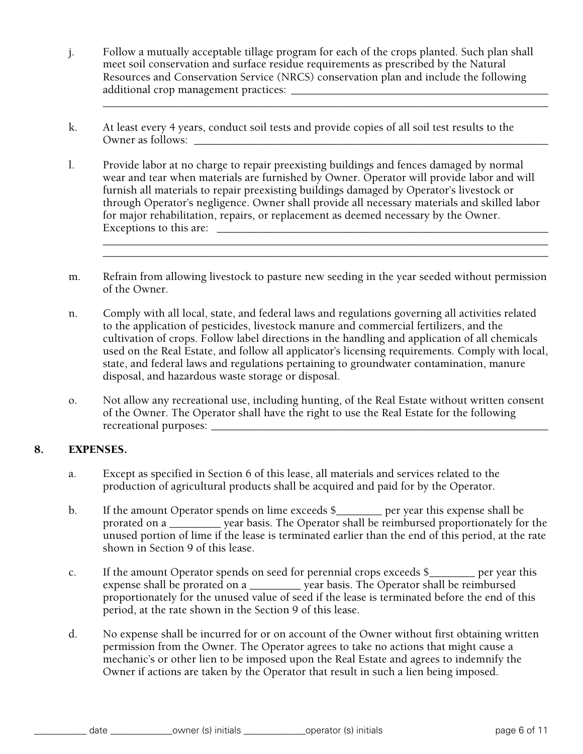j. Follow a mutually acceptable tillage program for each of the crops planted. Such plan shall meet soil conservation and surface residue requirements as prescribed by the Natural Resources and Conservation Service (NRCS) conservation plan and include the following additional crop management practices: ________________________________________________
________________________________________________________________________________

k. At least every 4 years, conduct soil tests and provide copies of all soil test results to the Owner as follows: ____________________________________________________________

l. Provide labor at no charge to repair preexisting buildings and fences damaged by normal wear and tear when materials are furnished by Owner. Operator will provide labor and will furnish all materials to repair preexisting buildings damaged by Operator's livestock or through Operator's negligence. Owner shall provide all necessary materials and skilled labor for major rehabilitation, repairs, or replacement as deemed necessary by the Owner. Exceptions to this are: ___________________________________________________________
________________________________________________________________________________
________________________________________________________________________________

m. Refrain from allowing livestock to pasture new seeding in the year seeded without permission of the Owner.

n. Comply with all local, state, and federal laws and regulations governing all activities related to the application of pesticides, livestock manure and commercial fertilizers, and the cultivation of crops. Follow label directions in the handling and application of all chemicals used on the Real Estate, and follow all applicator's licensing requirements. Comply with local, state, and federal laws and regulations pertaining to groundwater contamination, manure disposal, and hazardous waste storage or disposal.

o. Not allow any recreational use, including hunting, of the Real Estate without written consent of the Owner. The Operator shall have the right to use the Real Estate for the following recreational purposes: _________________________________________________________

## 8. EXPENSES.

a. Except as specified in Section 6 of this lease, all materials and services related to the production of agricultural products shall be acquired and paid for by the Operator.

b. If the amount Operator spends on lime exceeds $________ per year this expense shall be prorated on a _________ year basis. The Operator shall be reimbursed proportionately for the unused portion of lime if the lease is terminated earlier than the end of this period, at the rate shown in Section 9 of this lease.

c. If the amount Operator spends on seed for perennial crops exceeds $________ per year this expense shall be prorated on a _________ year basis. The Operator shall be reimbursed proportionately for the unused value of seed if the lease is terminated before the end of this period, at the rate shown in the Section 9 of this lease.

d. No expense shall be incurred for or on account of the Owner without first obtaining written permission from the Owner. The Operator agrees to take no actions that might cause a mechanic's or other lien to be imposed upon the Real Estate and agrees to indemnify the Owner if actions are taken by the Operator that result in such a lien being imposed.

__________ date ____________owner (s) initials ____________operator (s) initials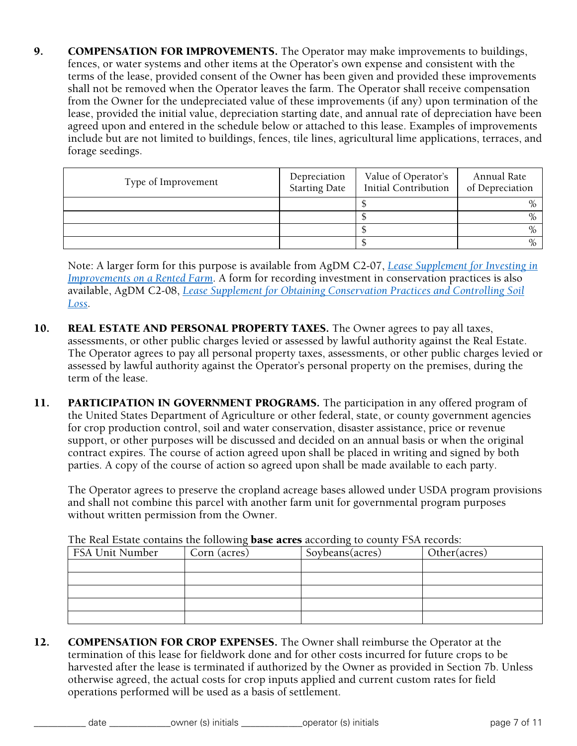**9. COMPENSATION FOR IMPROVEMENTS.** The Operator may make improvements to buildings, fences, or water systems and other items at the Operator's own expense and consistent with the terms of the lease, provided consent of the Owner has been given and provided these improvements shall not be removed when the Operator leaves the farm. The Operator shall receive compensation from the Owner for the undepreciated value of these improvements (if any) upon termination of the lease, provided the initial value, depreciation starting date, and annual rate of depreciation have been agreed upon and entered in the schedule below or attached to this lease. Examples of improvements include but are not limited to buildings, fences, tile lines, agricultural lime applications, terraces, and forage seedings.

| Type of Improvement | Depreciation Starting Date | Value of Operator's Initial Contribution | Annual Rate of Depreciation |
|---|---|---|---|
| | | $ | % |
| | | $ | % |
| | | $ | % |
| | | $ | % |

Note: A larger form for this purpose is available from AgDM C2-07, *Lease Supplement for Investing in Improvements on a Rented Farm*. A form for recording investment in conservation practices is also available, AgDM C2-08, *Lease Supplement for Obtaining Conservation Practices and Controlling Soil Loss*.

**10. REAL ESTATE AND PERSONAL PROPERTY TAXES.** The Owner agrees to pay all taxes, assessments, or other public charges levied or assessed by lawful authority against the Real Estate. The Operator agrees to pay all personal property taxes, assessments, or other public charges levied or assessed by lawful authority against the Operator's personal property on the premises, during the term of the lease.

**11. PARTICIPATION IN GOVERNMENT PROGRAMS.** The participation in any offered program of the United States Department of Agriculture or other federal, state, or county government agencies for crop production control, soil and water conservation, disaster assistance, price or revenue support, or other purposes will be discussed and decided on an annual basis or when the original contract expires. The course of action agreed upon shall be placed in writing and signed by both parties. A copy of the course of action so agreed upon shall be made available to each party.

The Operator agrees to preserve the cropland acreage bases allowed under USDA program provisions and shall not combine this parcel with another farm unit for governmental program purposes without written permission from the Owner.

The Real Estate contains the following **base acres** according to county FSA records:

| FSA Unit Number | Corn (acres) | Soybeans(acres) | Other(acres) |
|---|---|---|---|
| | | | |
| | | | |
| | | | |
| | | | |
| | | | |

**12. COMPENSATION FOR CROP EXPENSES.** The Owner shall reimburse the Operator at the termination of this lease for fieldwork done and for other costs incurred for future crops to be harvested after the lease is terminated if authorized by the Owner as provided in Section 7b. Unless otherwise agreed, the actual costs for crop inputs applied and current custom rates for field operations performed will be used as a basis of settlement.

__________ date ____________owner (s) initials ____________operator (s) initials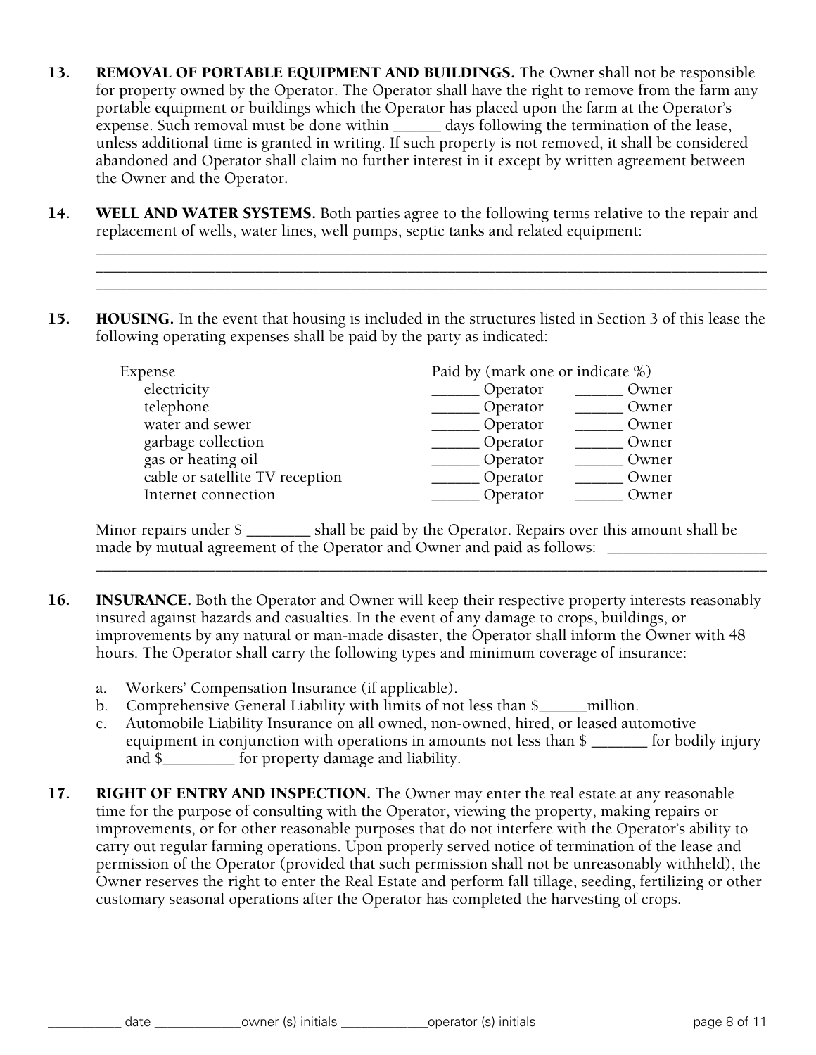13. **REMOVAL OF PORTABLE EQUIPMENT AND BUILDINGS.** The Owner shall not be responsible for property owned by the Operator. The Operator shall have the right to remove from the farm any portable equipment or buildings which the Operator has placed upon the farm at the Operator's expense. Such removal must be done within ______ days following the termination of the lease, unless additional time is granted in writing. If such property is not removed, it shall be considered abandoned and Operator shall claim no further interest in it except by written agreement between the Owner and the Operator.

14. **WELL AND WATER SYSTEMS.** Both parties agree to the following terms relative to the repair and replacement of wells, water lines, well pumps, septic tanks and related equipment:

____________________________________________________________________________________
____________________________________________________________________________________
____________________________________________________________________________________

15. **HOUSING.** In the event that housing is included in the structures listed in Section 3 of this lease the following operating expenses shall be paid by the party as indicated:

| Expense | Paid by (mark one or indicate %) | |
|---|---|---|
| electricity | ______ Operator | ______ Owner |
| telephone | ______ Operator | ______ Owner |
| water and sewer | ______ Operator | ______ Owner |
| garbage collection | ______ Operator | ______ Owner |
| gas or heating oil | ______ Operator | ______ Owner |
| cable or satellite TV reception | ______ Operator | ______ Owner |
| Internet connection | ______ Operator | ______ Owner |

Minor repairs under $ ________ shall be paid by the Operator. Repairs over this amount shall be made by mutual agreement of the Operator and Owner and paid as follows: ____________________
____________________________________________________________________________________

16. **INSURANCE.** Both the Operator and Owner will keep their respective property interests reasonably insured against hazards and casualties. In the event of any damage to crops, buildings, or improvements by any natural or man-made disaster, the Operator shall inform the Owner with 48 hours. The Operator shall carry the following types and minimum coverage of insurance:

    a. Workers' Compensation Insurance (if applicable).
    b. Comprehensive General Liability with limits of not less than $______million.
    c. Automobile Liability Insurance on all owned, non-owned, hired, or leased automotive equipment in conjunction with operations in amounts not less than $ _______ for bodily injury and $_________ for property damage and liability.

17. **RIGHT OF ENTRY AND INSPECTION.** The Owner may enter the real estate at any reasonable time for the purpose of consulting with the Operator, viewing the property, making repairs or improvements, or for other reasonable purposes that do not interfere with the Operator's ability to carry out regular farming operations. Upon properly served notice of termination of the lease and permission of the Operator (provided that such permission shall not be unreasonably withheld), the Owner reserves the right to enter the Real Estate and perform fall tillage, seeding, fertilizing or other customary seasonal operations after the Operator has completed the harvesting of crops.

__________ date ____________owner (s) initials ____________operator (s) initials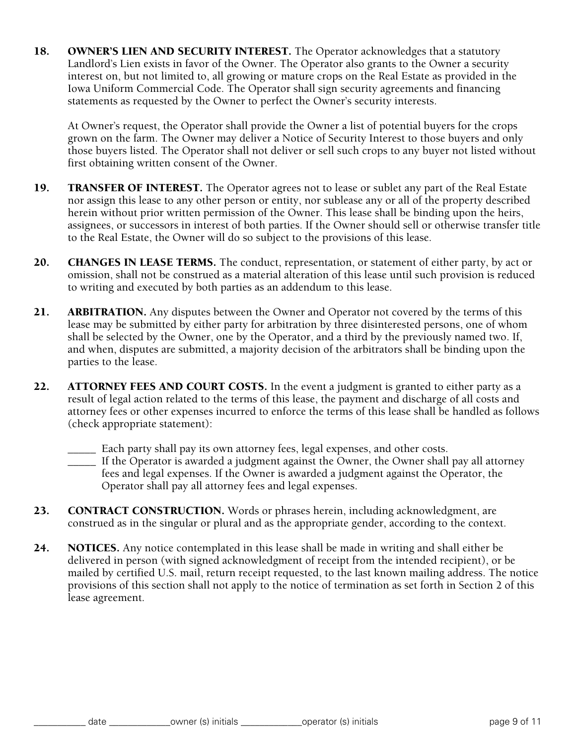**18. OWNER'S LIEN AND SECURITY INTEREST.** The Operator acknowledges that a statutory Landlord's Lien exists in favor of the Owner. The Operator also grants to the Owner a security interest on, but not limited to, all growing or mature crops on the Real Estate as provided in the Iowa Uniform Commercial Code. The Operator shall sign security agreements and financing statements as requested by the Owner to perfect the Owner's security interests.

At Owner's request, the Operator shall provide the Owner a list of potential buyers for the crops grown on the farm. The Owner may deliver a Notice of Security Interest to those buyers and only those buyers listed. The Operator shall not deliver or sell such crops to any buyer not listed without first obtaining written consent of the Owner.

**19. TRANSFER OF INTEREST.** The Operator agrees not to lease or sublet any part of the Real Estate nor assign this lease to any other person or entity, nor sublease any or all of the property described herein without prior written permission of the Owner. This lease shall be binding upon the heirs, assignees, or successors in interest of both parties. If the Owner should sell or otherwise transfer title to the Real Estate, the Owner will do so subject to the provisions of this lease.

**20. CHANGES IN LEASE TERMS.** The conduct, representation, or statement of either party, by act or omission, shall not be construed as a material alteration of this lease until such provision is reduced to writing and executed by both parties as an addendum to this lease.

**21. ARBITRATION.** Any disputes between the Owner and Operator not covered by the terms of this lease may be submitted by either party for arbitration by three disinterested persons, one of whom shall be selected by the Owner, one by the Operator, and a third by the previously named two. If, and when, disputes are submitted, a majority decision of the arbitrators shall be binding upon the parties to the lease.

**22. ATTORNEY FEES AND COURT COSTS.** In the event a judgment is granted to either party as a result of legal action related to the terms of this lease, the payment and discharge of all costs and attorney fees or other expenses incurred to enforce the terms of this lease shall be handled as follows (check appropriate statement):

_____ Each party shall pay its own attorney fees, legal expenses, and other costs.

_____ If the Operator is awarded a judgment against the Owner, the Owner shall pay all attorney fees and legal expenses. If the Owner is awarded a judgment against the Operator, the Operator shall pay all attorney fees and legal expenses.

**23. CONTRACT CONSTRUCTION.** Words or phrases herein, including acknowledgment, are construed as in the singular or plural and as the appropriate gender, according to the context.

**24. NOTICES.** Any notice contemplated in this lease shall be made in writing and shall either be delivered in person (with signed acknowledgment of receipt from the intended recipient), or be mailed by certified U.S. mail, return receipt requested, to the last known mailing address. The notice provisions of this section shall not apply to the notice of termination as set forth in Section 2 of this lease agreement.

__________ date ____________owner (s) initials ____________operator (s) initials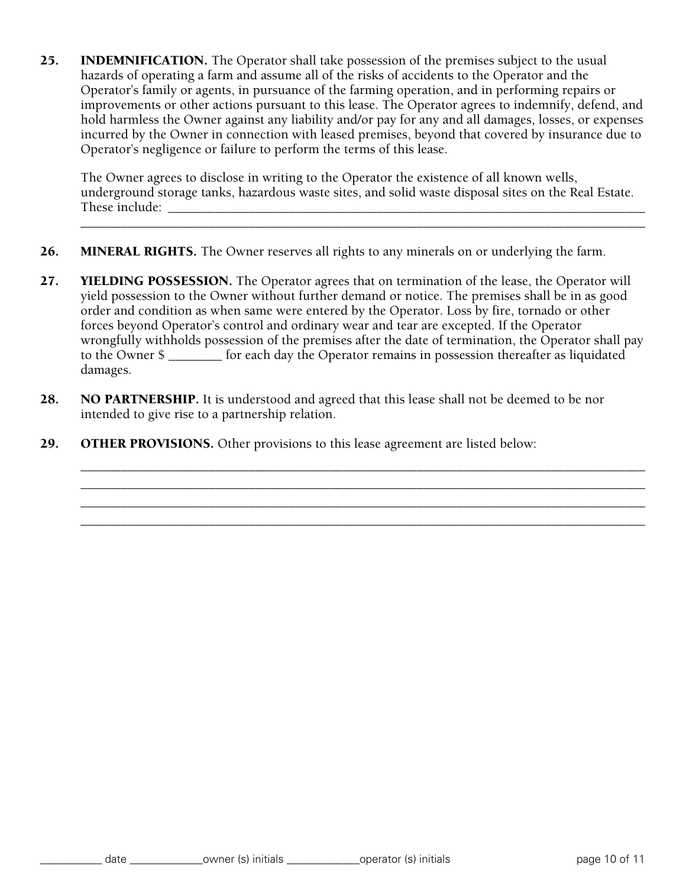**25. INDEMNIFICATION.** The Operator shall take possession of the premises subject to the usual hazards of operating a farm and assume all of the risks of accidents to the Operator and the Operator's family or agents, in pursuance of the farming operation, and in performing repairs or improvements or other actions pursuant to this lease. The Operator agrees to indemnify, defend, and hold harmless the Owner against any liability and/or pay for any and all damages, losses, or expenses incurred by the Owner in connection with leased premises, beyond that covered by insurance due to Operator's negligence or failure to perform the terms of this lease.

The Owner agrees to disclose in writing to the Operator the existence of all known wells, underground storage tanks, hazardous waste sites, and solid waste disposal sites on the Real Estate. These include: ______________________________________________________________________________
__________________________________________________________________________________________

**26. MINERAL RIGHTS.** The Owner reserves all rights to any minerals on or underlying the farm.

**27. YIELDING POSSESSION.** The Operator agrees that on termination of the lease, the Operator will yield possession to the Owner without further demand or notice. The premises shall be in as good order and condition as when same were entered by the Operator. Loss by fire, tornado or other forces beyond Operator's control and ordinary wear and tear are excepted. If the Operator wrongfully withholds possession of the premises after the date of termination, the Operator shall pay to the Owner $ ________ for each day the Operator remains in possession thereafter as liquidated damages.

**28. NO PARTNERSHIP.** It is understood and agreed that this lease shall not be deemed to be nor intended to give rise to a partnership relation.

**29. OTHER PROVISIONS.** Other provisions to this lease agreement are listed below:

__________________________________________________________________________________________
__________________________________________________________________________________________
__________________________________________________________________________________________
__________________________________________________________________________________________

__________ date ____________ owner (s) initials ____________ operator (s) initials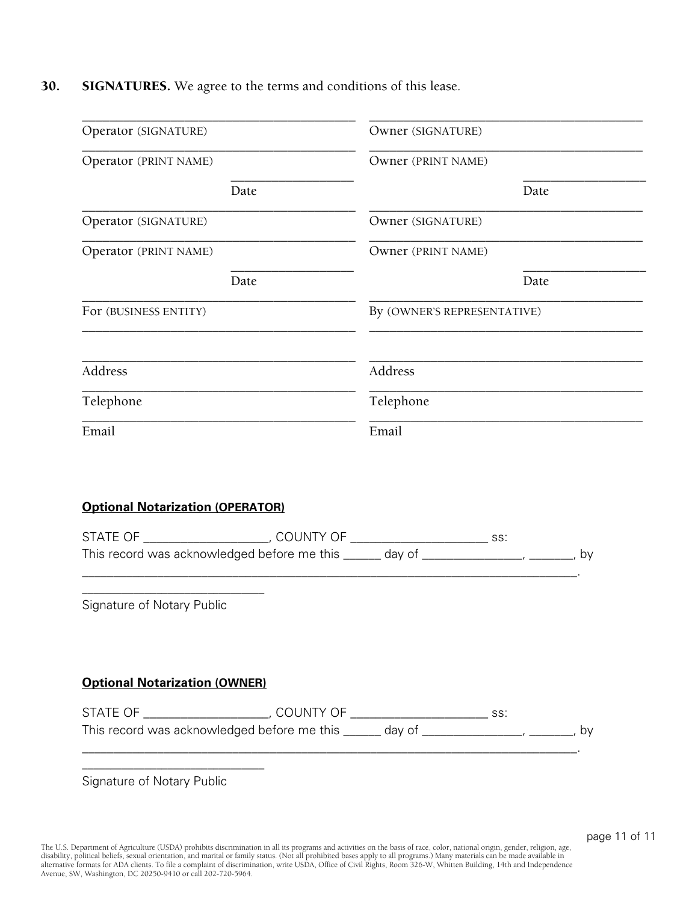**30. SIGNATURES.** We agree to the terms and conditions of this lease.

| | |
|---|---|
| \_\_\_\_\_\_\_\_\_\_\_\_\_\_\_\_\_\_\_\_\_\_\_\_\_\_\_\_\_\_\_\_\_\_\_\_\_\_\_\_ | \_\_\_\_\_\_\_\_\_\_\_\_\_\_\_\_\_\_\_\_\_\_\_\_\_\_\_\_\_\_\_\_\_\_\_\_\_\_\_\_ |
| Operator (SIGNATURE) | Owner (SIGNATURE) |
| Operator (PRINT NAME) | Owner (PRINT NAME) |
| Date | Date |
| Operator (SIGNATURE) | Owner (SIGNATURE) |
| Operator (PRINT NAME) | Owner (PRINT NAME) |
| Date | Date |
| For (BUSINESS ENTITY) | By (OWNER'S REPRESENTATIVE) |
| Address | Address |
| Telephone | Telephone |
| Email | Email |

**Optional Notarization (OPERATOR)**

STATE OF ___________________, COUNTY OF _____________________ ss:
This record was acknowledged before me this ______ day of _______________, _______, by
___________________________________________________________________________.

____________________________
Signature of Notary Public

**Optional Notarization (OWNER)**

STATE OF ___________________, COUNTY OF _____________________ ss:
This record was acknowledged before me this ______ day of _______________, _______, by
___________________________________________________________________________.

____________________________
Signature of Notary Public

The U.S. Department of Agriculture (USDA) prohibits discrimination in all its programs and activities on the basis of race, color, national origin, gender, religion, age, disability, political beliefs, sexual orientation, and marital or family status. (Not all prohibited bases apply to all programs.) Many materials can be made available in alternative formats for ADA clients. To file a complaint of discrimination, write USDA, Office of Civil Rights, Room 326-W, Whitten Building, 14th and Independence Avenue, SW, Washington, DC 20250-9410 or call 202-720-5964.